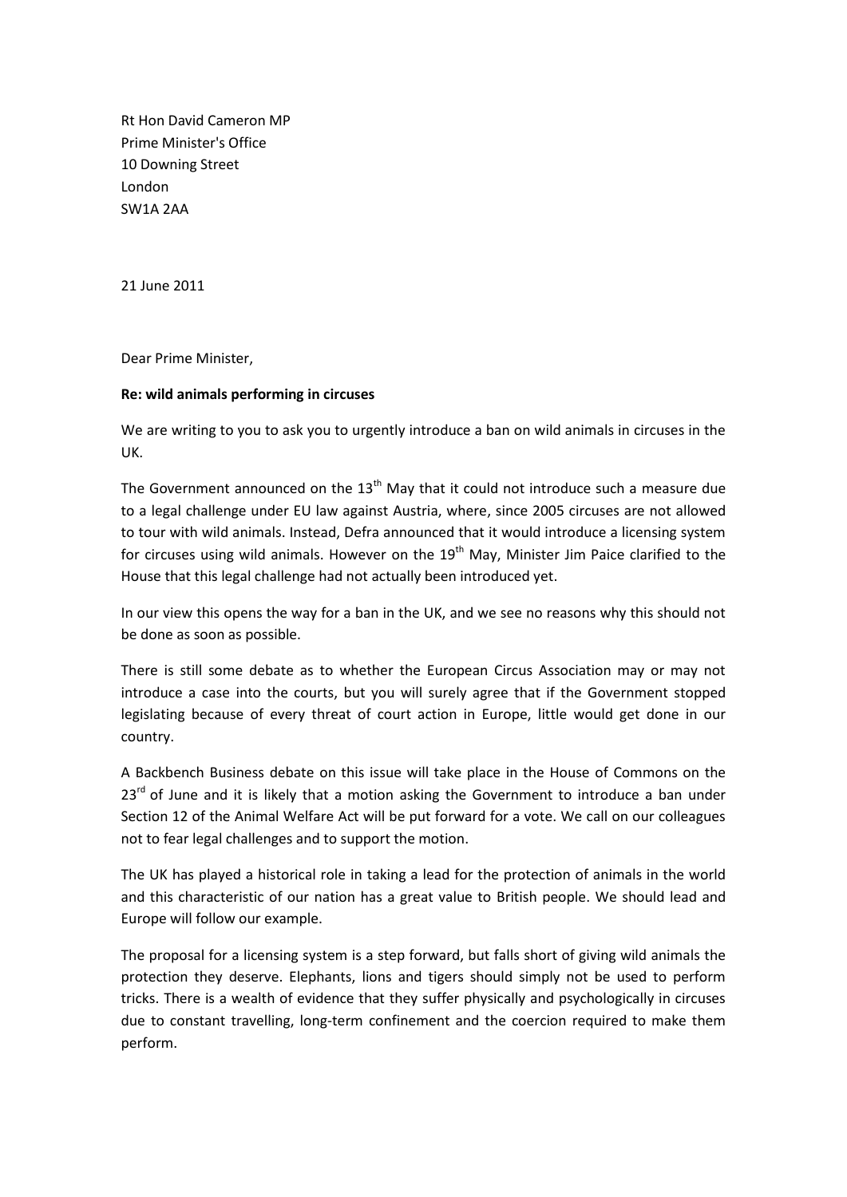Rt Hon David Cameron MP
Prime Minister's Office
10 Downing Street
London
SW1A 2AA

21 June 2011

Dear Prime Minister,

**Re: wild animals performing in circuses**

We are writing to you to ask you to urgently introduce a ban on wild animals in circuses in the UK.

The Government announced on the 13th May that it could not introduce such a measure due to a legal challenge under EU law against Austria, where, since 2005 circuses are not allowed to tour with wild animals. Instead, Defra announced that it would introduce a licensing system for circuses using wild animals. However on the 19th May, Minister Jim Paice clarified to the House that this legal challenge had not actually been introduced yet.

In our view this opens the way for a ban in the UK, and we see no reasons why this should not be done as soon as possible.

There is still some debate as to whether the European Circus Association may or may not introduce a case into the courts, but you will surely agree that if the Government stopped legislating because of every threat of court action in Europe, little would get done in our country.

A Backbench Business debate on this issue will take place in the House of Commons on the 23rd of June and it is likely that a motion asking the Government to introduce a ban under Section 12 of the Animal Welfare Act will be put forward for a vote. We call on our colleagues not to fear legal challenges and to support the motion.

The UK has played a historical role in taking a lead for the protection of animals in the world and this characteristic of our nation has a great value to British people. We should lead and Europe will follow our example.

The proposal for a licensing system is a step forward, but falls short of giving wild animals the protection they deserve. Elephants, lions and tigers should simply not be used to perform tricks. There is a wealth of evidence that they suffer physically and psychologically in circuses due to constant travelling, long-term confinement and the coercion required to make them perform.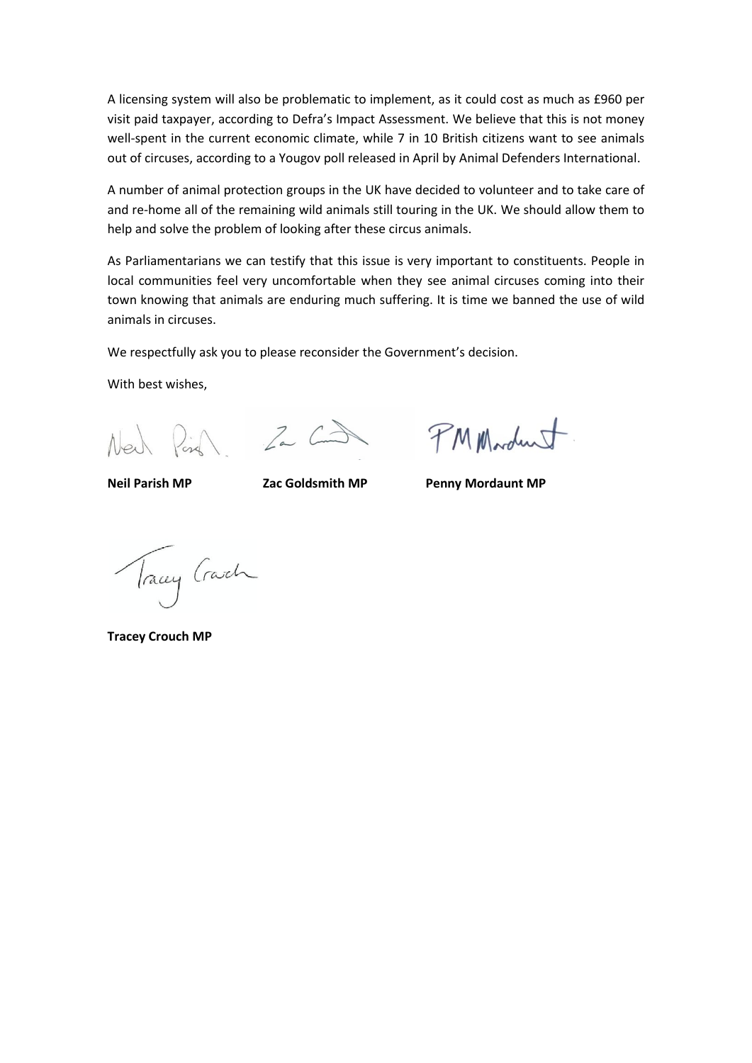A licensing system will also be problematic to implement, as it could cost as much as £960 per visit paid taxpayer, according to Defra's Impact Assessment. We believe that this is not money well-spent in the current economic climate, while 7 in 10 British citizens want to see animals out of circuses, according to a Yougov poll released in April by Animal Defenders International.

A number of animal protection groups in the UK have decided to volunteer and to take care of and re-home all of the remaining wild animals still touring in the UK. We should allow them to help and solve the problem of looking after these circus animals.

As Parliamentarians we can testify that this issue is very important to constituents. People in local communities feel very uncomfortable when they see animal circuses coming into their town knowing that animals are enduring much suffering. It is time we banned the use of wild animals in circuses.

We respectfully ask you to please reconsider the Government's decision.

With best wishes,

**Neil Parish MP** **Zac Goldsmith MP** **Penny Mordaunt MP**

**Tracey Crouch MP**